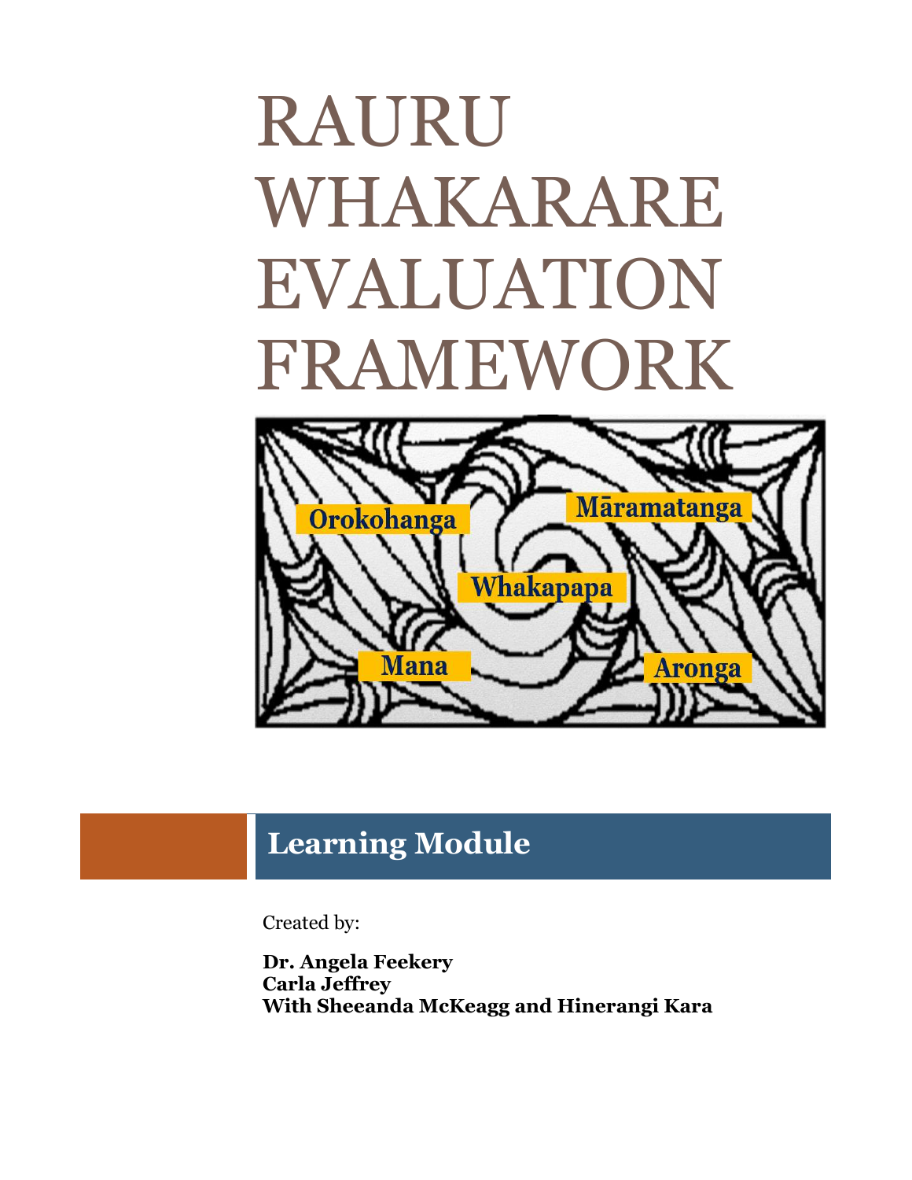# RAURU WHAKARARE EVALUATION FRAMEWORK

Orokohanga

Māramatanga

Whakapapa

Mana

Aronga

## Learning Module

Created by:

**Dr. Angela Feekery**
**Carla Jeffrey**
**With Sheeanda McKeagg and Hinerangi Kara**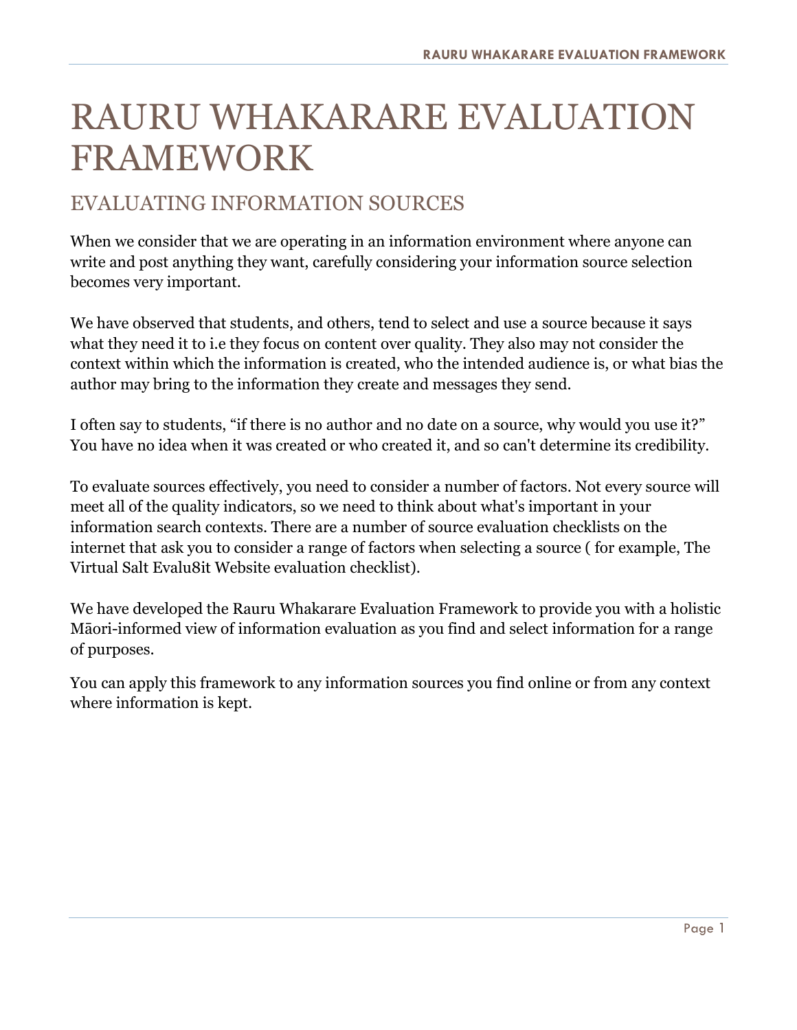# RAURU WHAKARARE EVALUATION FRAMEWORK

## EVALUATING INFORMATION SOURCES

When we consider that we are operating in an information environment where anyone can write and post anything they want, carefully considering your information source selection becomes very important.

We have observed that students, and others, tend to select and use a source because it says what they need it to i.e they focus on content over quality. They also may not consider the context within which the information is created, who the intended audience is, or what bias the author may bring to the information they create and messages they send.

I often say to students, "if there is no author and no date on a source, why would you use it?" You have no idea when it was created or who created it, and so can't determine its credibility.

To evaluate sources effectively, you need to consider a number of factors. Not every source will meet all of the quality indicators, so we need to think about what's important in your information search contexts. There are a number of source evaluation checklists on the internet that ask you to consider a range of factors when selecting a source ( for example, The Virtual Salt Evalu8it Website evaluation checklist).

We have developed the Rauru Whakarare Evaluation Framework to provide you with a holistic Māori-informed view of information evaluation as you find and select information for a range of purposes.

You can apply this framework to any information sources you find online or from any context where information is kept.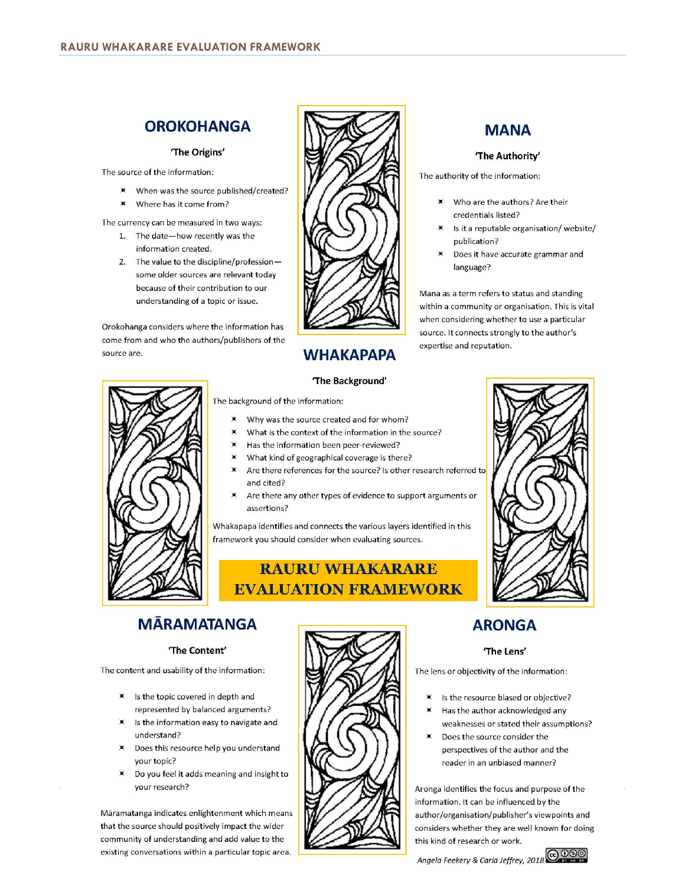## OROKOHANGA

**'The Origins'**

The source of the information:

- When was the source published/created?
- Where has it come from?

The currency can be measured in two ways:

1. The date—how recently was the information created.
2. The value to the discipline/profession—some older sources are relevant today because of their contribution to our understanding of a topic or issue.

Orokohanga considers where the information has come from and who the authors/publishers of the source are.

## MANA

**'The Authority'**

The authority of the information:

- Who are the authors? Are their credentials listed?
- Is it a reputable organisation/ website/ publication?
- Does it have accurate grammar and language?

Mana as a term refers to status and standing within a community or organisation. This is vital when considering whether to use a particular source. It connects strongly to the author's expertise and reputation.

## WHAKAPAPA

**'The Background'**

The background of the information:

- Why was the source created and for whom?
- What is the context of the information in the source?
- Has the information been peer-reviewed?
- What kind of geographical coverage is there?
- Are there references for the source? Is other research referred to and cited?
- Are there any other types of evidence to support arguments or assertions?

Whakapapa identifies and connects the various layers identified in this framework you should consider when evaluating sources.

**RAURU WHAKARARE EVALUATION FRAMEWORK**

## MĀRAMATANGA

**'The Content'**

The content and usability of the information:

- Is the topic covered in depth and represented by balanced arguments?
- Is the information easy to navigate and understand?
- Does this resource help you understand your topic?
- Do you feel it adds meaning and insight to your research?

Māramatanga indicates enlightenment which means that the source should positively impact the wider community of understanding and add value to the existing conversations within a particular topic area.

## ARONGA

**'The Lens'**

The lens or objectivity of the information:

- Is the resource biased or objective?
- Has the author acknowledged any weaknesses or stated their assumptions?
- Does the source consider the perspectives of the author and the reader in an unbiased manner?

Aronga identifies the focus and purpose of the information. It can be influenced by the author/organisation/publisher's viewpoints and considers whether they are well known for doing this kind of research or work.

*Angela Feekery & Carla Jeffrey, 2018*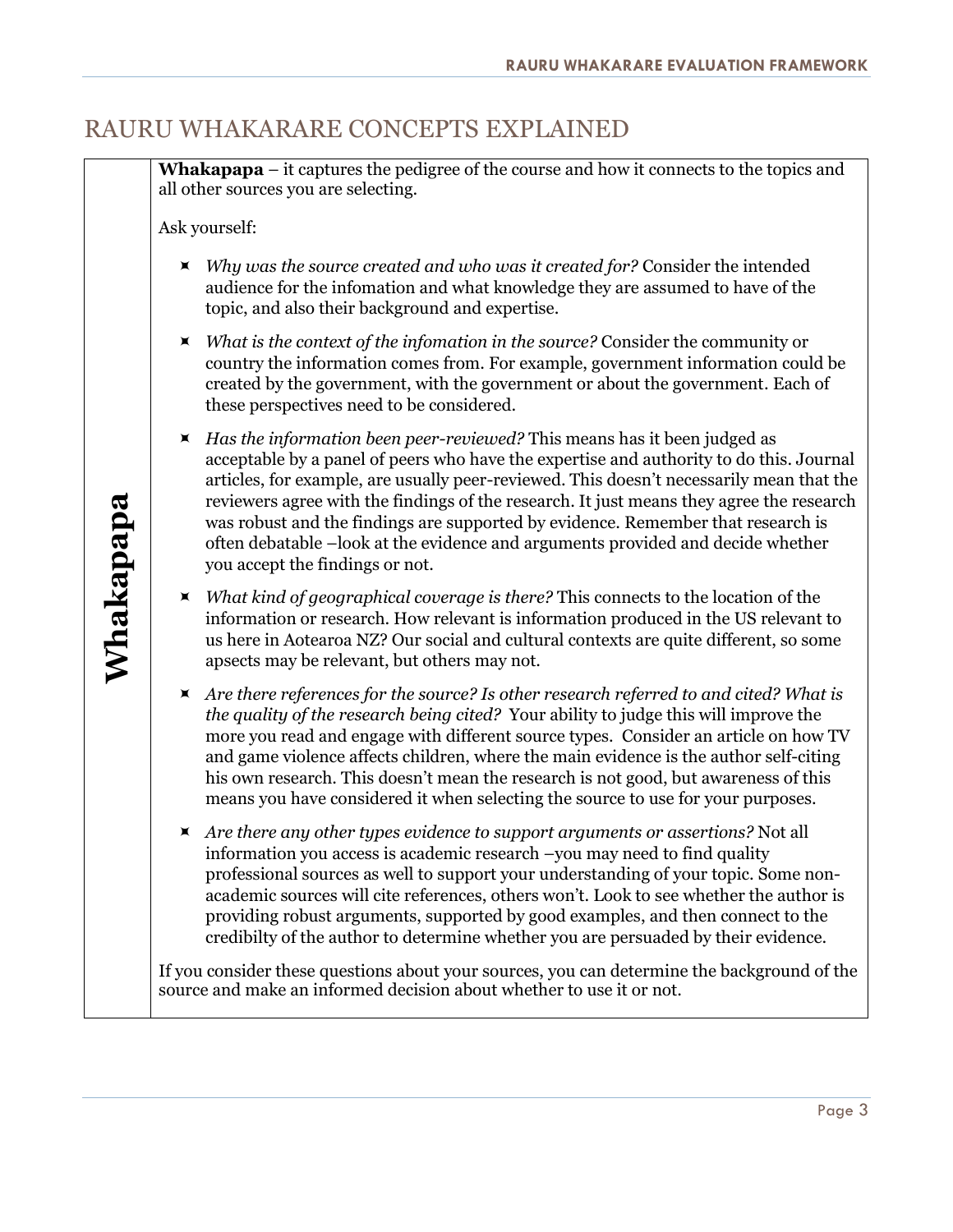# RAURU WHAKARARE CONCEPTS EXPLAINED

## Whakapapa

**Whakapapa** – it captures the pedigree of the course and how it connects to the topics and all other sources you are selecting.

Ask yourself:

- *Why was the source created and who was it created for?* Consider the intended audience for the infomation and what knowledge they are assumed to have of the topic, and also their background and expertise.
- *What is the context of the infomation in the source?* Consider the community or country the information comes from. For example, government information could be created by the government, with the government or about the government. Each of these perspectives need to be considered.
- *Has the information been peer-reviewed?* This means has it been judged as acceptable by a panel of peers who have the expertise and authority to do this. Journal articles, for example, are usually peer-reviewed. This doesn't necessarily mean that the reviewers agree with the findings of the research. It just means they agree the research was robust and the findings are supported by evidence. Remember that research is often debatable –look at the evidence and arguments provided and decide whether you accept the findings or not.
- *What kind of geographical coverage is there?* This connects to the location of the information or research. How relevant is information produced in the US relevant to us here in Aotearoa NZ? Our social and cultural contexts are quite different, so some apsects may be relevant, but others may not.
- *Are there references for the source? Is other research referred to and cited? What is the quality of the research being cited?* Your ability to judge this will improve the more you read and engage with different source types. Consider an article on how TV and game violence affects children, where the main evidence is the author self-citing his own research. This doesn't mean the research is not good, but awareness of this means you have considered it when selecting the source to use for your purposes.
- *Are there any other types evidence to support arguments or assertions?* Not all information you access is academic research –you may need to find quality professional sources as well to support your understanding of your topic. Some non-academic sources will cite references, others won't. Look to see whether the author is providing robust arguments, supported by good examples, and then connect to the credibilty of the author to determine whether you are persuaded by their evidence.

If you consider these questions about your sources, you can determine the background of the source and make an informed decision about whether to use it or not.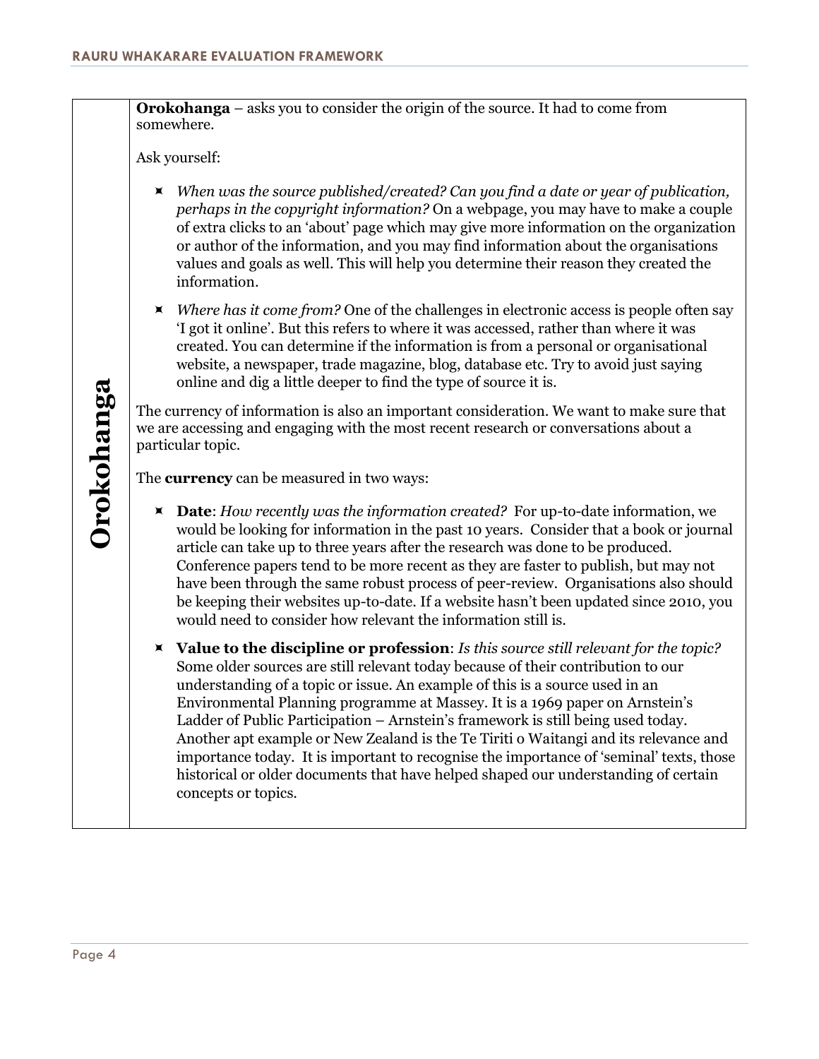## Orokohanga

**Orokohanga** – asks you to consider the origin of the source. It had to come from somewhere.

Ask yourself:

- *When was the source published/created? Can you find a date or year of publication, perhaps in the copyright information?* On a webpage, you may have to make a couple of extra clicks to an 'about' page which may give more information on the organization or author of the information, and you may find information about the organisations values and goals as well. This will help you determine their reason they created the information.
- *Where has it come from?* One of the challenges in electronic access is people often say 'I got it online'. But this refers to where it was accessed, rather than where it was created. You can determine if the information is from a personal or organisational website, a newspaper, trade magazine, blog, database etc. Try to avoid just saying online and dig a little deeper to find the type of source it is.

The currency of information is also an important consideration. We want to make sure that we are accessing and engaging with the most recent research or conversations about a particular topic.

The **currency** can be measured in two ways:

- **Date**: *How recently was the information created?* For up-to-date information, we would be looking for information in the past 10 years. Consider that a book or journal article can take up to three years after the research was done to be produced. Conference papers tend to be more recent as they are faster to publish, but may not have been through the same robust process of peer-review. Organisations also should be keeping their websites up-to-date. If a website hasn't been updated since 2010, you would need to consider how relevant the information still is.
- **Value to the discipline or profession**: *Is this source still relevant for the topic?* Some older sources are still relevant today because of their contribution to our understanding of a topic or issue. An example of this is a source used in an Environmental Planning programme at Massey. It is a 1969 paper on Arnstein's Ladder of Public Participation – Arnstein's framework is still being used today. Another apt example or New Zealand is the Te Tiriti o Waitangi and its relevance and importance today. It is important to recognise the importance of 'seminal' texts, those historical or older documents that have helped shaped our understanding of certain concepts or topics.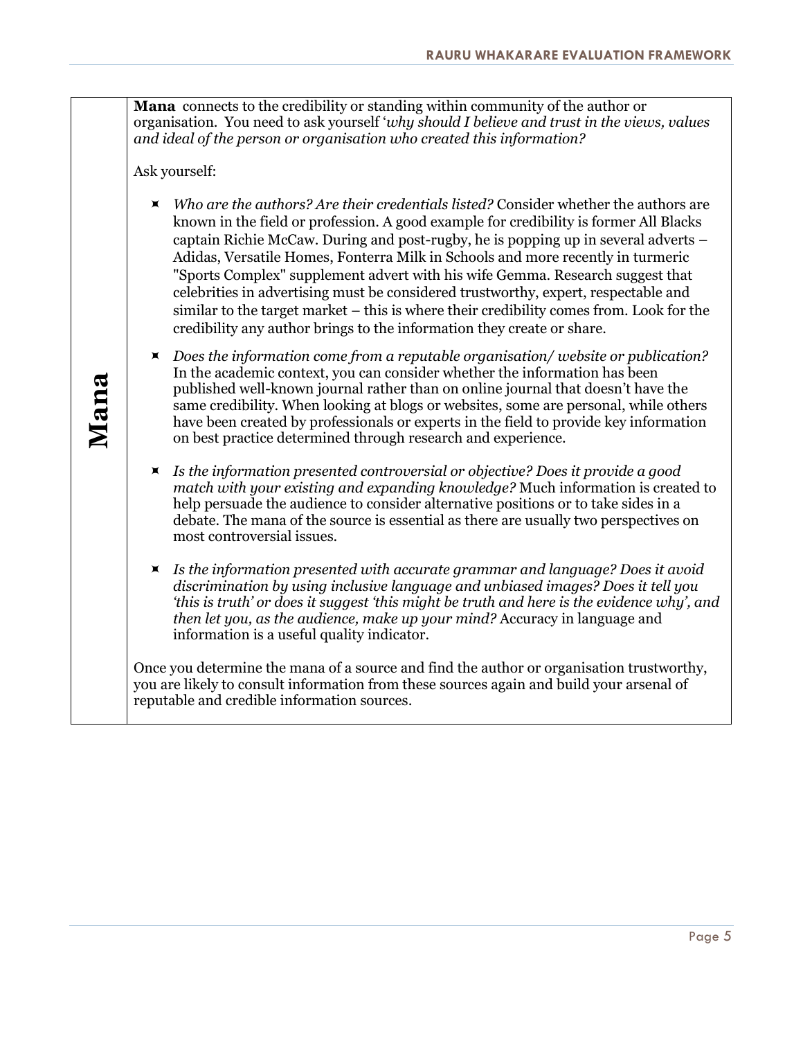## Mana

**Mana** connects to the credibility or standing within community of the author or organisation. You need to ask yourself '*why should I believe and trust in the views, values and ideal of the person or organisation who created this information?*

Ask yourself:

- *Who are the authors? Are their credentials listed?* Consider whether the authors are known in the field or profession. A good example for credibility is former All Blacks captain Richie McCaw. During and post-rugby, he is popping up in several adverts – Adidas, Versatile Homes, Fonterra Milk in Schools and more recently in turmeric "Sports Complex" supplement advert with his wife Gemma. Research suggest that celebrities in advertising must be considered trustworthy, expert, respectable and similar to the target market – this is where their credibility comes from. Look for the credibility any author brings to the information they create or share.
- *Does the information come from a reputable organisation/ website or publication?* In the academic context, you can consider whether the information has been published well-known journal rather than on online journal that doesn't have the same credibility. When looking at blogs or websites, some are personal, while others have been created by professionals or experts in the field to provide key information on best practice determined through research and experience.
- *Is the information presented controversial or objective? Does it provide a good match with your existing and expanding knowledge?* Much information is created to help persuade the audience to consider alternative positions or to take sides in a debate. The mana of the source is essential as there are usually two perspectives on most controversial issues.
- *Is the information presented with accurate grammar and language? Does it avoid discrimination by using inclusive language and unbiased images? Does it tell you 'this is truth' or does it suggest 'this might be truth and here is the evidence why', and then let you, as the audience, make up your mind?* Accuracy in language and information is a useful quality indicator.

Once you determine the mana of a source and find the author or organisation trustworthy, you are likely to consult information from these sources again and build your arsenal of reputable and credible information sources.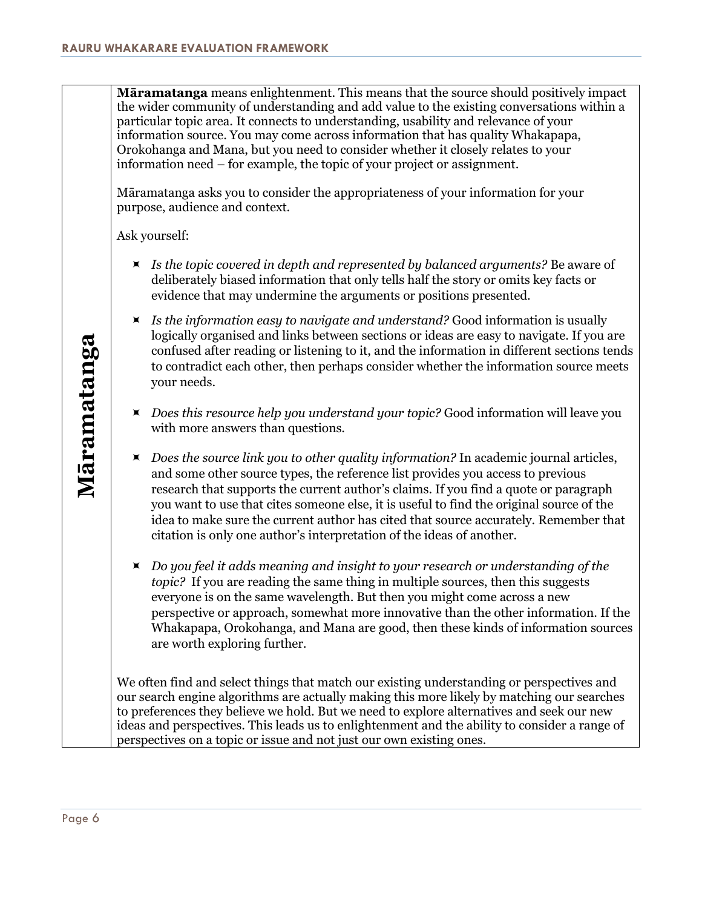| Māramatanga | **Māramatanga** means enlightenment. This means that the source should positively impact the wider community of understanding and add value to the existing conversations within a particular topic area. It connects to understanding, usability and relevance of your information source. You may come across information that has quality Whakapapa, Orokohanga and Mana, but you need to consider whether it closely relates to your information need – for example, the topic of your project or assignment.<br><br>Māramatanga asks you to consider the appropriateness of your information for your purpose, audience and context.<br><br>Ask yourself:<br><br>- *Is the topic covered in depth and represented by balanced arguments?* Be aware of deliberately biased information that only tells half the story or omits key facts or evidence that may undermine the arguments or positions presented.<br>- *Is the information easy to navigate and understand?* Good information is usually logically organised and links between sections or ideas are easy to navigate. If you are confused after reading or listening to it, and the information in different sections tends to contradict each other, then perhaps consider whether the information source meets your needs.<br>- *Does this resource help you understand your topic?* Good information will leave you with more answers than questions.<br>- *Does the source link you to other quality information?* In academic journal articles, and some other source types, the reference list provides you access to previous research that supports the current author's claims. If you find a quote or paragraph you want to use that cites someone else, it is useful to find the original source of the idea to make sure the current author has cited that source accurately. Remember that citation is only one author's interpretation of the ideas of another.<br>- *Do you feel it adds meaning and insight to your research or understanding of the topic?* If you are reading the same thing in multiple sources, then this suggests everyone is on the same wavelength. But then you might come across a new perspective or approach, somewhat more innovative than the other information. If the Whakapapa, Orokohanga, and Mana are good, then these kinds of information sources are worth exploring further.<br><br>We often find and select things that match our existing understanding or perspectives and our search engine algorithms are actually making this more likely by matching our searches to preferences they believe we hold. But we need to explore alternatives and seek our new ideas and perspectives. This leads us to enlightenment and the ability to consider a range of perspectives on a topic or issue and not just our own existing ones. |
|---|---|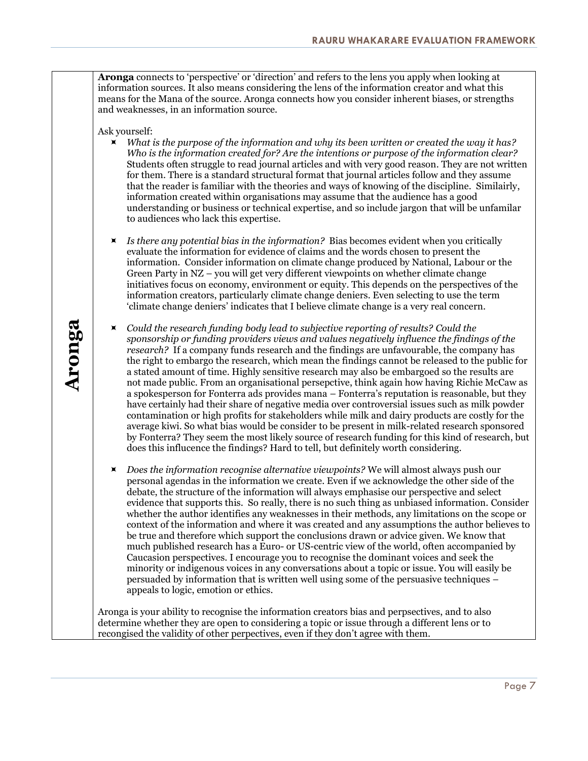## Aronga

**Aronga** connects to 'perspective' or 'direction' and refers to the lens you apply when looking at information sources. It also means considering the lens of the information creator and what this means for the Mana of the source. Aronga connects how you consider inherent biases, or strengths and weaknesses, in an information source.

Ask yourself:

- *What is the purpose of the information and why its been written or created the way it has? Who is the information created for? Are the intentions or purpose of the information clear?* Students often struggle to read journal articles and with very good reason. They are not written for them. There is a standard structural format that journal articles follow and they assume that the reader is familiar with the theories and ways of knowing of the discipline. Similairly, information created within organisations may assume that the audience has a good understanding or business or technical expertise, and so include jargon that will be unfamilar to audiences who lack this expertise.

- *Is there any potential bias in the information?* Bias becomes evident when you critically evaluate the information for evidence of claims and the words chosen to present the information. Consider information on climate change produced by National, Labour or the Green Party in NZ – you will get very different viewpoints on whether climate change initiatives focus on economy, environment or equity. This depends on the perspectives of the information creators, particularly climate change deniers. Even selecting to use the term 'climate change deniers' indicates that I believe climate change is a very real concern.

- *Could the research funding body lead to subjective reporting of results? Could the sponsorship or funding providers views and values negatively influence the findings of the research?* If a company funds research and the findings are unfavourable, the company has the right to embargo the research, which mean the findings cannot be released to the public for a stated amount of time. Highly sensitive research may also be embargoed so the results are not made public. From an organisational persepctive, think again how having Richie McCaw as a spokesperson for Fonterra ads provides mana – Fonterra's reputation is reasonable, but they have certainly had their share of negative media over controversial issues such as milk powder contamination or high profits for stakeholders while milk and dairy products are costly for the average kiwi. So what bias would be consider to be present in milk-related research sponsored by Fonterra? They seem the most likely source of research funding for this kind of research, but does this inflcuence the findings? Hard to tell, but definitely worth considering.

- *Does the information recognise alternative viewpoints?* We will almost always push our personal agendas in the information we create. Even if we acknowledge the other side of the debate, the structure of the information will always emphasise our perspective and select evidence that supports this. So really, there is no such thing as unbiased information. Consider whether the author identifies any weaknesses in their methods, any limitations on the scope or context of the information and where it was created and any assumptions the author believes to be true and therefore which support the conclusions drawn or advice given. We know that much published research has a Euro- or US-centric view of the world, often accompanied by Caucasion perspectives. I encourage you to recognise the dominant voices and seek the minority or indigenous voices in any conversations about a topic or issue. You will easily be persuaded by information that is written well using some of the persuasive techniques – appeals to logic, emotion or ethics.

Aronga is your ability to recognise the information creators bias and perpsectives, and to also determine whether they are open to considering a topic or issue through a different lens or to recongised the validity of other perpectives, even if they don't agree with them.